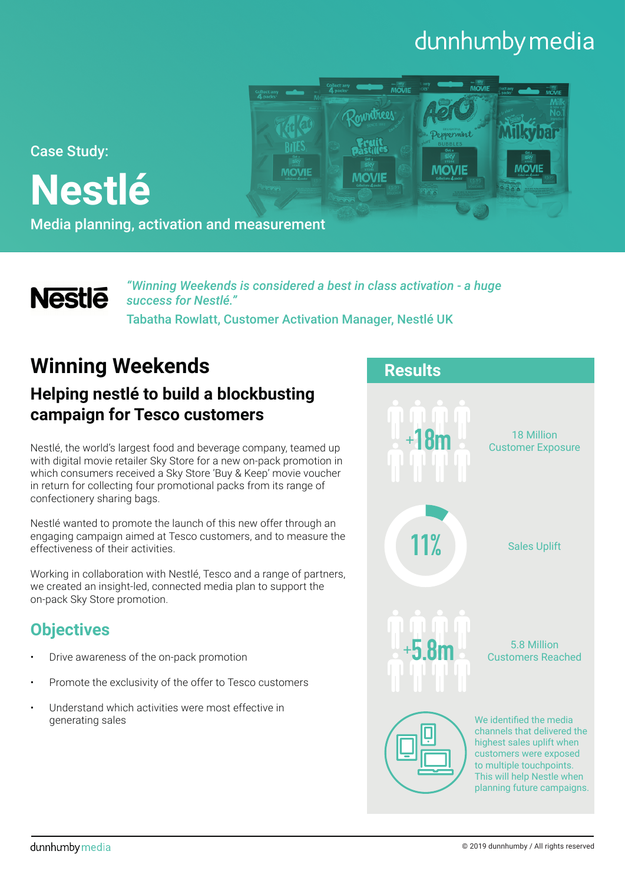dunnhumby media

Case Study:

# Nestlé

Media planning, activation and measurement

Nestlé

*"Winning Weekends is considered a best in class activation - a huge success for Nestlé."*

Tabatha Rowlatt, Customer Activation Manager, Nestlé UK

## Winning Weekends

### Helping nestlé to build a blockbusting campaign for Tesco customers

Nestlé, the world's largest food and beverage company, teamed up with digital movie retailer Sky Store for a new on-pack promotion in which consumers received a Sky Store 'Buy & Keep' movie voucher in return for collecting four promotional packs from its range of confectionery sharing bags.

Nestlé wanted to promote the launch of this new offer through an engaging campaign aimed at Tesco customers, and to measure the effectiveness of their activities.

Working in collaboration with Nestlé, Tesco and a range of partners, we created an insight-led, connected media plan to support the on-pack Sky Store promotion.

## Objectives

- Drive awareness of the on-pack promotion
- Promote the exclusivity of the offer to Tesco customers
- Understand which activities were most effective in generating sales

## Results

+18m — 18 Million Customer Exposure

11% — Sales Uplift

+5.8m — 5.8 Million Customers Reached

We identified the media channels that delivered the highest sales uplift when customers were exposed to multiple touchpoints. This will help Nestle when planning future campaigns.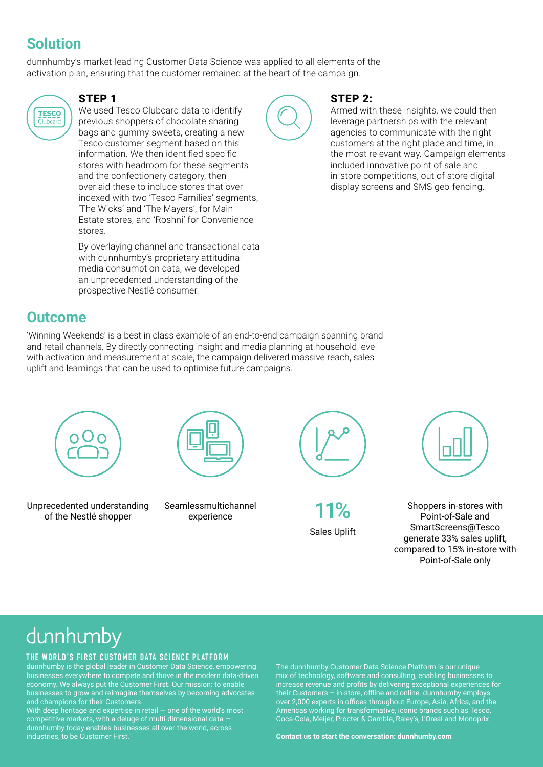## Solution

dunnhumby's market-leading Customer Data Science was applied to all elements of the activation plan, ensuring that the customer remained at the heart of the campaign.

### STEP 1

We used Tesco Clubcard data to identify previous shoppers of chocolate sharing bags and gummy sweets, creating a new Tesco customer segment based on this information. We then identified specific stores with headroom for these segments and the confectionery category, then overlaid these to include stores that over-indexed with two 'Tesco Families' segments, 'The Wicks' and 'The Mayers', for Main Estate stores, and 'Roshni' for Convenience stores.

By overlaying channel and transactional data with dunnhumby's proprietary attitudinal media consumption data, we developed an unprecedented understanding of the prospective Nestlé consumer.

### STEP 2:

Armed with these insights, we could then leverage partnerships with the relevant agencies to communicate with the right customers at the right place and time, in the most relevant way. Campaign elements included innovative point of sale and in-store competitions, out of store digital display screens and SMS geo-fencing.

## Outcome

'Winning Weekends' is a best in class example of an end-to-end campaign spanning brand and retail channels. By directly connecting insight and media planning at household level with activation and measurement at scale, the campaign delivered massive reach, sales uplift and learnings that can be used to optimise future campaigns.

Unprecedented understanding of the Nestlé shopper

Seamlessmultichannel experience

**11%**
Sales Uplift

Shoppers in-stores with Point-of-Sale and SmartScreens@Tesco generate 33% sales uplift, compared to 15% in-store with Point-of-Sale only

# dunnhumby

### THE WORLD'S FIRST CUSTOMER DATA SCIENCE PLATFORM

dunnhumby is the global leader in Customer Data Science, empowering businesses everywhere to compete and thrive in the modern data-driven economy. We always put the Customer First. Our mission: to enable businesses to grow and reimagine themselves by becoming advocates and champions for their Customers.

With deep heritage and expertise in retail — one of the world's most competitive markets, with a deluge of multi-dimensional data — dunnhumby today enables businesses all over the world, across industries, to be Customer First.

The dunnhumby Customer Data Science Platform is our unique mix of technology, software and consulting, enabling businesses to increase revenue and profits by delivering exceptional experiences for their Customers – in-store, offline and online. dunnhumby employs over 2,000 experts in offices throughout Europe, Asia, Africa, and the Americas working for transformative, iconic brands such as Tesco, Coca-Cola, Meijer, Procter & Gamble, Raley's, L'Oreal and Monoprix.

**Contact us to start the conversation: dunnhumby.com**